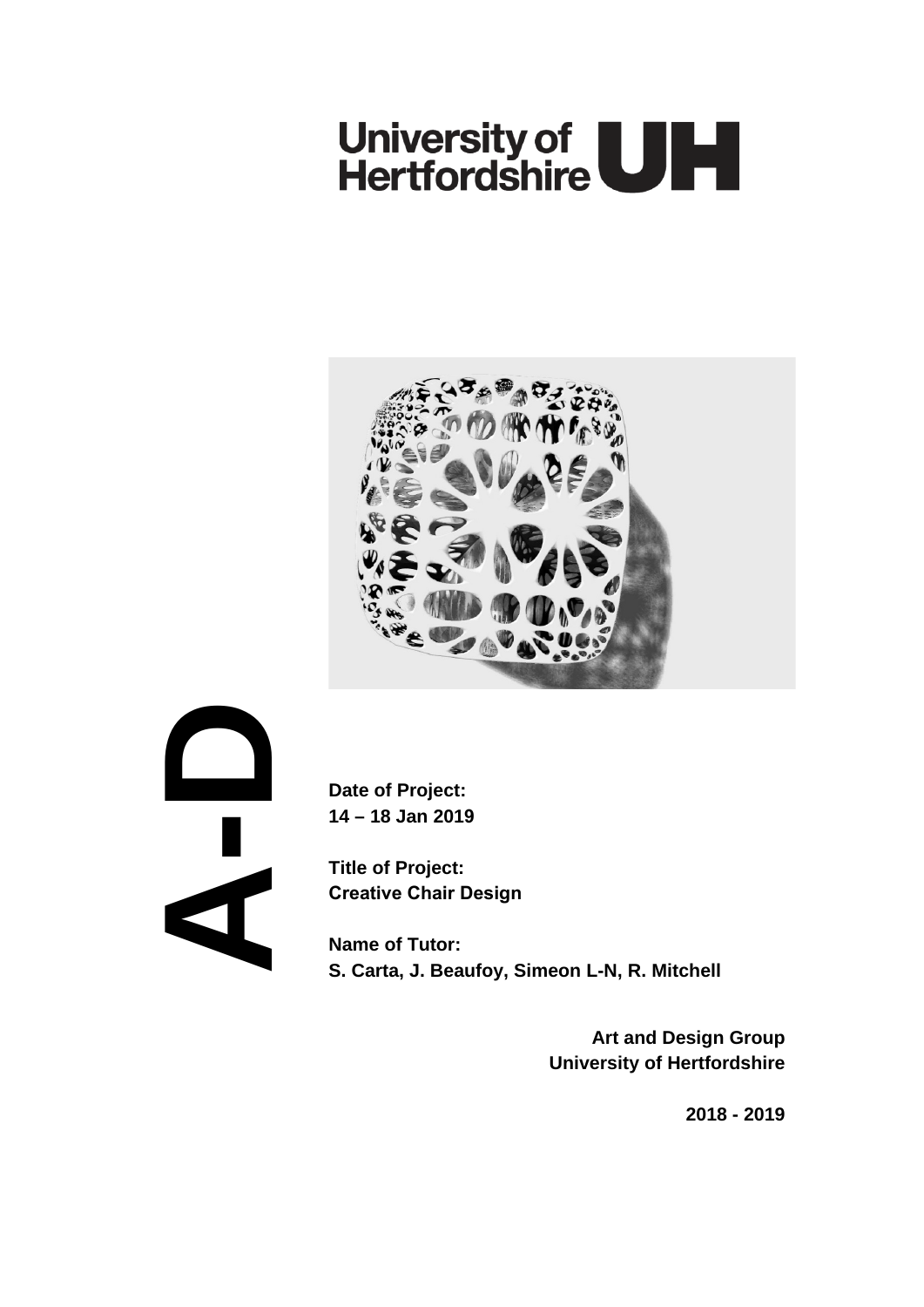University of Hertfordshire UH

A-D

**Date of Project:**
**14 – 18 Jan 2019**

**Title of Project:**
**Creative Chair Design**

**Name of Tutor:**
**S. Carta, J. Beaufoy, Simeon L-N, R. Mitchell**

**Art and Design Group**
**University of Hertfordshire**

**2018 - 2019**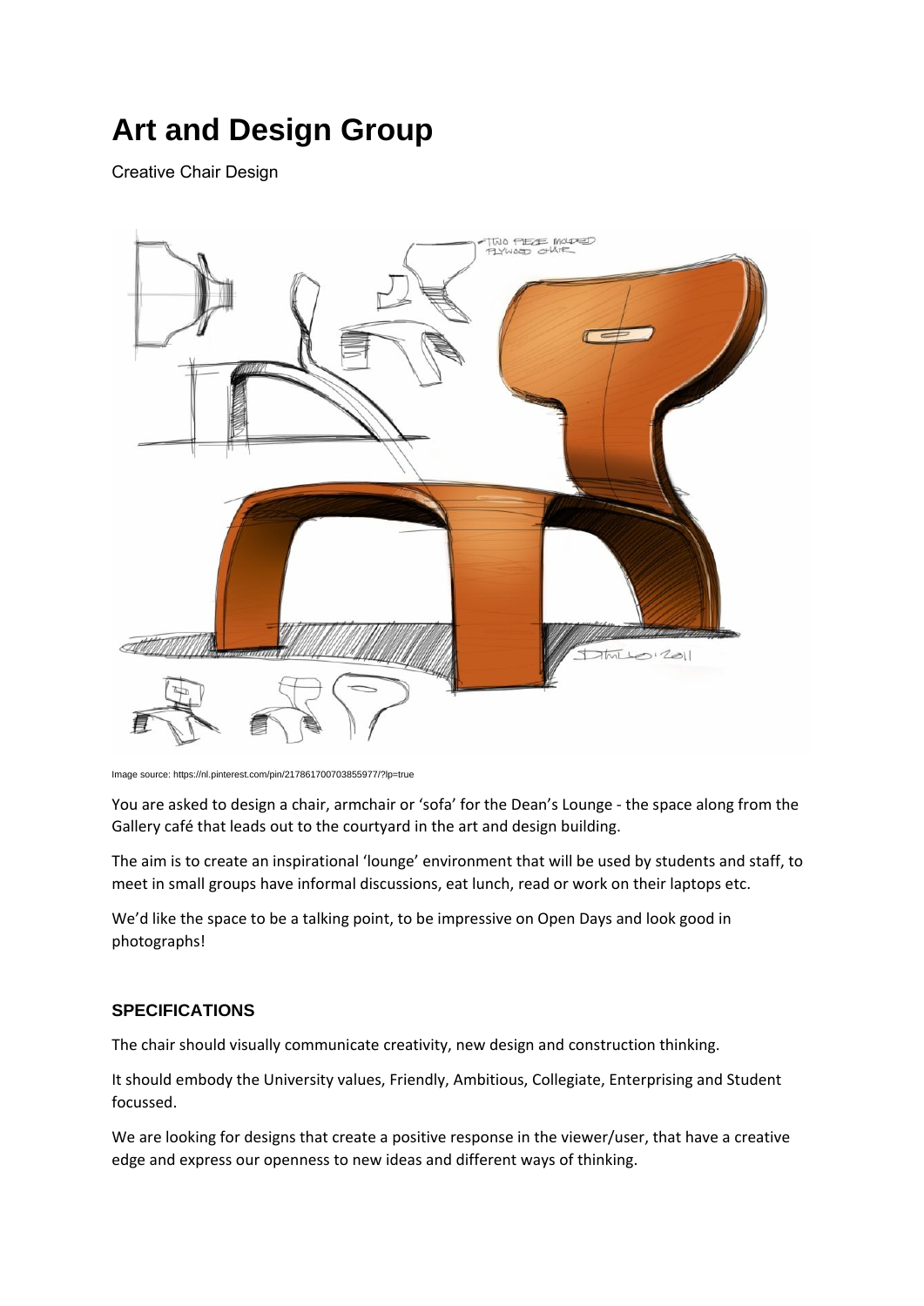# Art and Design Group

Creative Chair Design

Image source: https://nl.pinterest.com/pin/217861700703855977/?lp=true

You are asked to design a chair, armchair or 'sofa' for the Dean's Lounge - the space along from the Gallery café that leads out to the courtyard in the art and design building.

The aim is to create an inspirational 'lounge' environment that will be used by students and staff, to meet in small groups have informal discussions, eat lunch, read or work on their laptops etc.

We'd like the space to be a talking point, to be impressive on Open Days and look good in photographs!

### SPECIFICATIONS

The chair should visually communicate creativity, new design and construction thinking.

It should embody the University values, Friendly, Ambitious, Collegiate, Enterprising and Student focussed.

We are looking for designs that create a positive response in the viewer/user, that have a creative edge and express our openness to new ideas and different ways of thinking.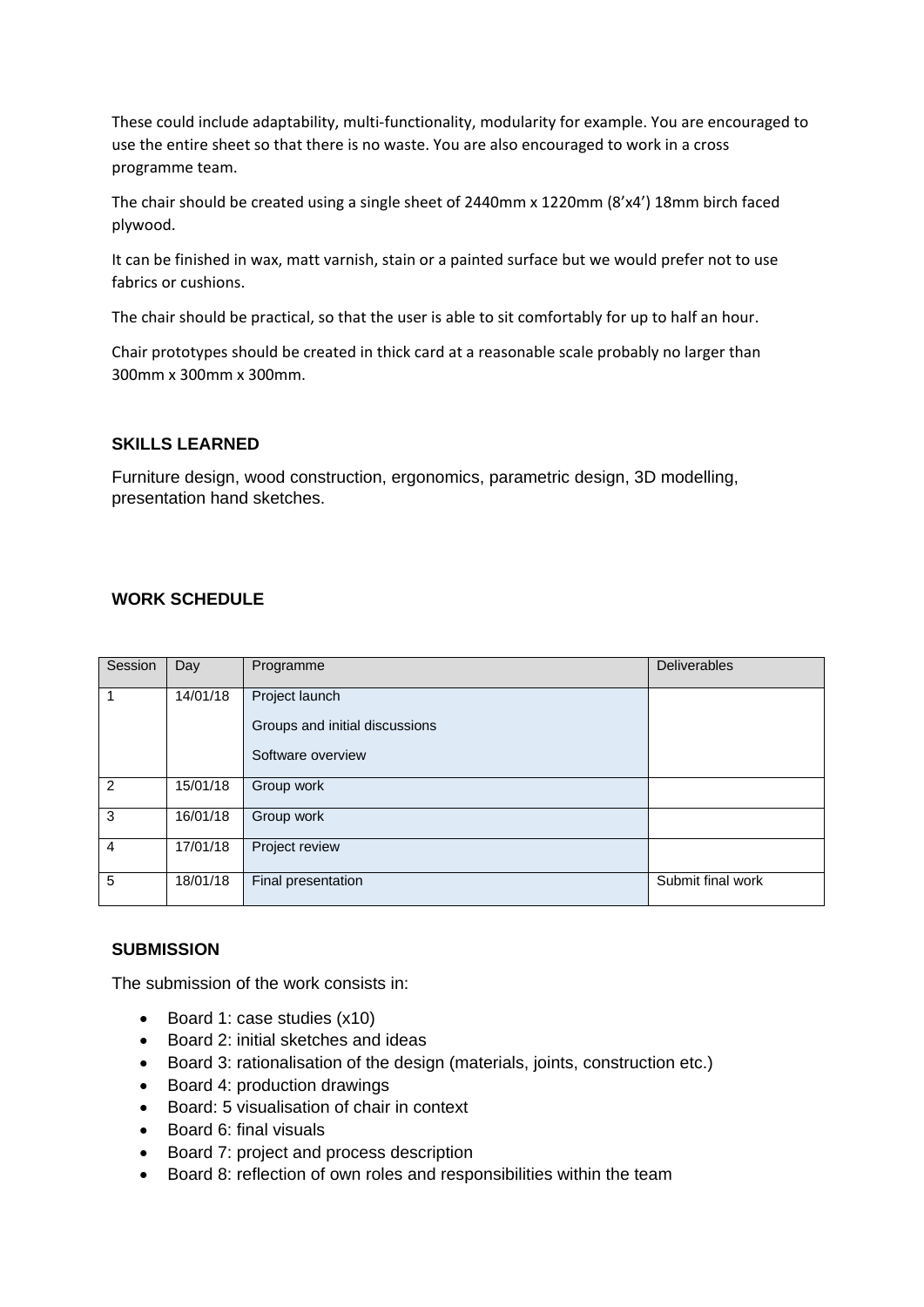These could include adaptability, multi-functionality, modularity for example. You are encouraged to use the entire sheet so that there is no waste. You are also encouraged to work in a cross programme team.

The chair should be created using a single sheet of 2440mm x 1220mm (8'x4') 18mm birch faced plywood.

It can be finished in wax, matt varnish, stain or a painted surface but we would prefer not to use fabrics or cushions.

The chair should be practical, so that the user is able to sit comfortably for up to half an hour.

Chair prototypes should be created in thick card at a reasonable scale probably no larger than 300mm x 300mm x 300mm.

### SKILLS LEARNED

Furniture design, wood construction, ergonomics, parametric design, 3D modelling, presentation hand sketches.

### WORK SCHEDULE

| Session | Day | Programme | Deliverables |
| --- | --- | --- | --- |
| 1 | 14/01/18 | Project launch<br>Groups and initial discussions<br>Software overview | |
| 2 | 15/01/18 | Group work | |
| 3 | 16/01/18 | Group work | |
| 4 | 17/01/18 | Project review | |
| 5 | 18/01/18 | Final presentation | Submit final work |

### SUBMISSION

The submission of the work consists in:

- Board 1: case studies (x10)
- Board 2: initial sketches and ideas
- Board 3: rationalisation of the design (materials, joints, construction etc.)
- Board 4: production drawings
- Board: 5 visualisation of chair in context
- Board 6: final visuals
- Board 7: project and process description
- Board 8: reflection of own roles and responsibilities within the team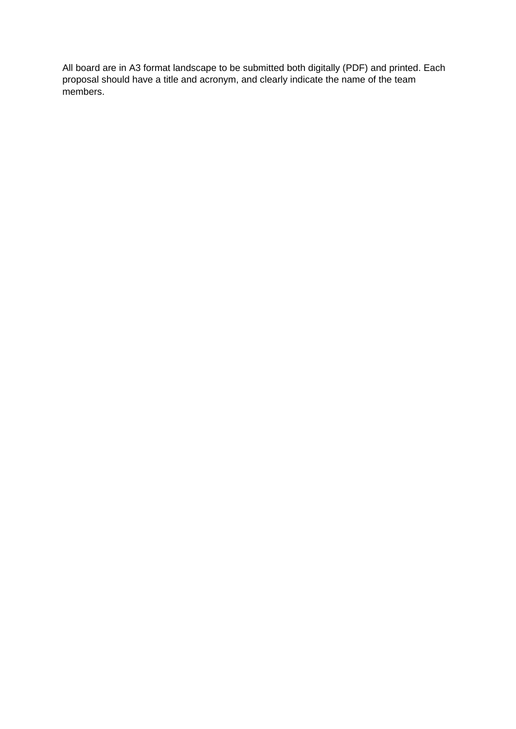All board are in A3 format landscape to be submitted both digitally (PDF) and printed. Each proposal should have a title and acronym, and clearly indicate the name of the team members.